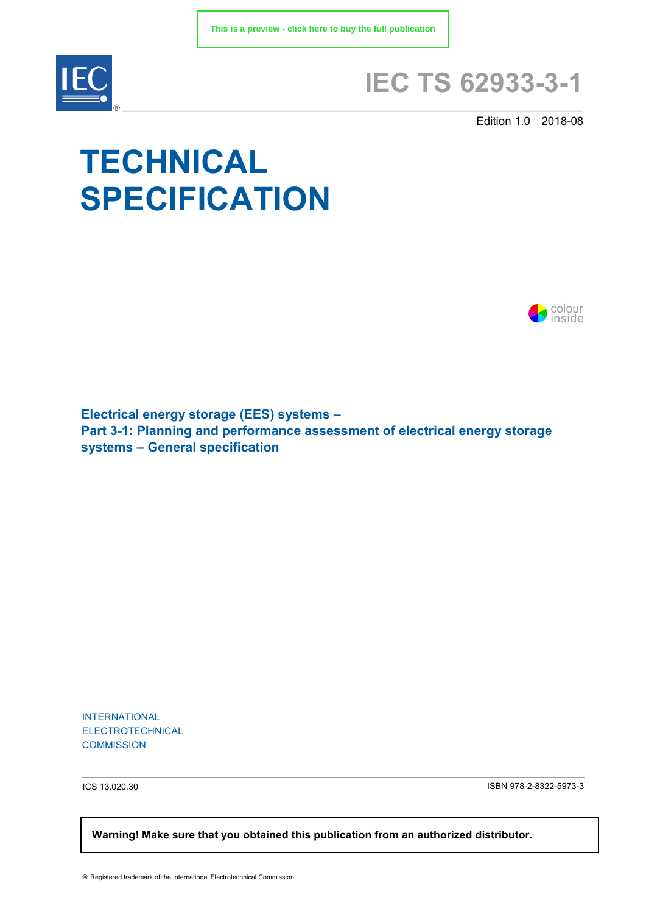This is a preview - click here to buy the full publication

# IEC TS 62933-3-1

Edition 1.0 2018-08

# TECHNICAL SPECIFICATION

colour inside

**Electrical energy storage (EES) systems –**
**Part 3-1: Planning and performance assessment of electrical energy storage systems – General specification**

INTERNATIONAL
ELECTROTECHNICAL
COMMISSION

ICS 13.020.30

ISBN 978-2-8322-5973-3

**Warning! Make sure that you obtained this publication from an authorized distributor.**

® Registered trademark of the International Electrotechnical Commission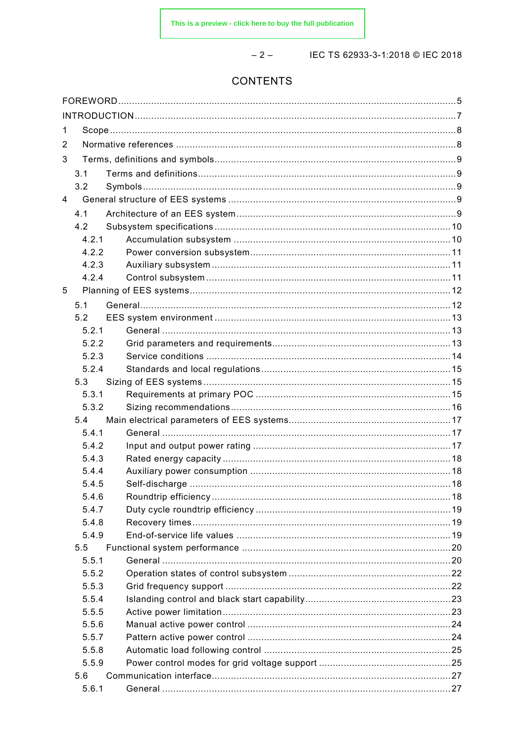## CONTENTS

FOREWORD ........................................................................................................................ 5
INTRODUCTION ................................................................................................................... 7
1 Scope ............................................................................................................................ 8
2 Normative references .................................................................................................... 8
3 Terms, definitions and symbols ...................................................................................... 9
  3.1 Terms and definitions ............................................................................................. 9
  3.2 Symbols ................................................................................................................. 9
4 General structure of EES systems .................................................................................. 9
  4.1 Architecture of an EES system ............................................................................... 9
  4.2 Subsystem specifications ..................................................................................... 10
    4.2.1 Accumulation subsystem .............................................................................. 10
    4.2.2 Power conversion subsystem ........................................................................ 11
    4.2.3 Auxiliary subsystem ..................................................................................... 11
    4.2.4 Control subsystem ....................................................................................... 11
5 Planning of EES systems ............................................................................................. 12
  5.1 General ................................................................................................................ 12
  5.2 EES system environment ...................................................................................... 13
    5.2.1 General ........................................................................................................ 13
    5.2.2 Grid parameters and requirements ................................................................ 13
    5.2.3 Service conditions ........................................................................................ 14
    5.2.4 Standards and local regulations .................................................................... 15
  5.3 Sizing of EES systems ......................................................................................... 15
    5.3.1 Requirements at primary POC ...................................................................... 15
    5.3.2 Sizing recommendations ............................................................................... 16
  5.4 Main electrical parameters of EES systems ........................................................... 17
    5.4.1 General ........................................................................................................ 17
    5.4.2 Input and output power rating ....................................................................... 17
    5.4.3 Rated energy capacity .................................................................................. 18
    5.4.4 Auxiliary power consumption ........................................................................ 18
    5.4.5 Self-discharge ............................................................................................. 18
    5.4.6 Roundtrip efficiency ..................................................................................... 18
    5.4.7 Duty cycle roundtrip efficiency ...................................................................... 19
    5.4.8 Recovery times ............................................................................................ 19
    5.4.9 End-of-service life values ............................................................................. 19
  5.5 Functional system performance ............................................................................ 20
    5.5.1 General ........................................................................................................ 20
    5.5.2 Operation states of control subsystem .......................................................... 22
    5.5.3 Grid frequency support ................................................................................. 22
    5.5.4 Islanding control and black start capability .................................................... 23
    5.5.5 Active power limitation .................................................................................. 23
    5.5.6 Manual active power control ......................................................................... 24
    5.5.7 Pattern active power control ......................................................................... 24
    5.5.8 Automatic load following control ................................................................... 25
    5.5.9 Power control modes for grid voltage support ................................................ 25
  5.6 Communication interface ....................................................................................... 27
    5.6.1 General ........................................................................................................ 27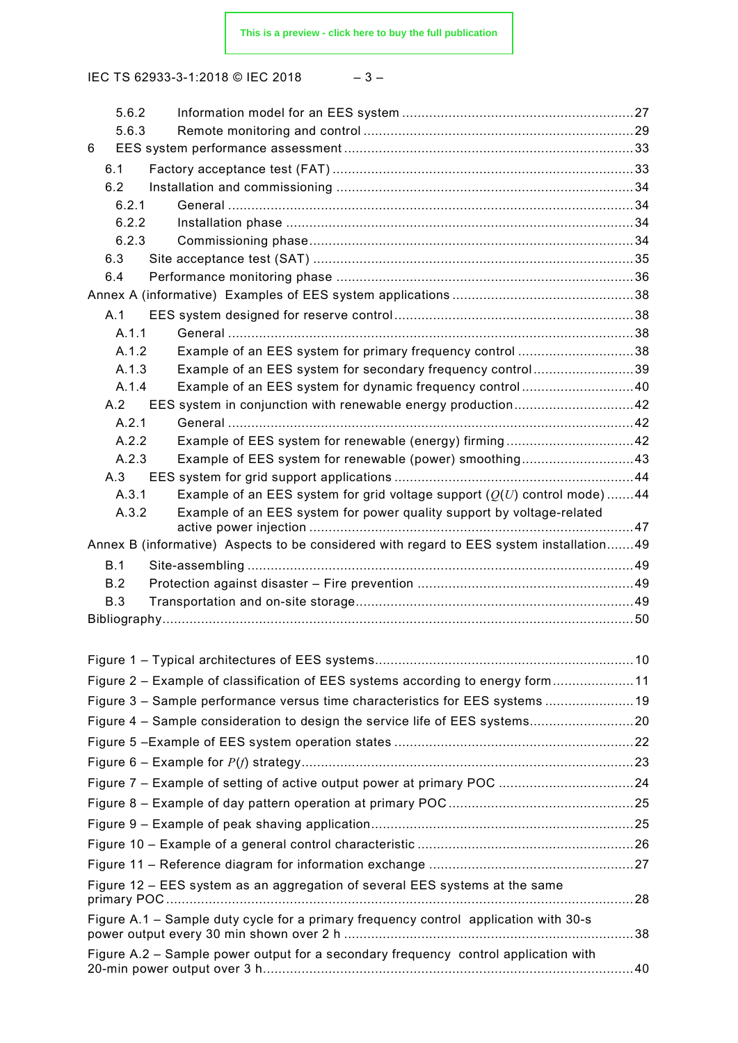5.6.2 Information model for an EES system ....................................................................27
5.6.3 Remote monitoring and control ...............................................................................29
6 EES system performance assessment ...........................................................................33
6.1 Factory acceptance test (FAT) ..................................................................................33
6.2 Installation and commissioning ................................................................................34
6.2.1 General ......................................................................................................................34
6.2.2 Installation phase ......................................................................................................34
6.2.3 Commissioning phase ...............................................................................................34
6.3 Site acceptance test (SAT) .........................................................................................35
6.4 Performance monitoring phase ...................................................................................36
Annex A (informative) Examples of EES system applications ............................................38
A.1 EES system designed for reserve control ..................................................................38
A.1.1 General ......................................................................................................................38
A.1.2 Example of an EES system for primary frequency control ........................................38
A.1.3 Example of an EES system for secondary frequency control ....................................39
A.1.4 Example of an EES system for dynamic frequency control .......................................40
A.2 EES system in conjunction with renewable energy production ..................................42
A.2.1 General ......................................................................................................................42
A.2.2 Example of EES system for renewable (energy) firming ............................................42
A.2.3 Example of EES system for renewable (power) smoothing ........................................43
A.3 EES system for grid support applications ..................................................................44
A.3.1 Example of an EES system for grid voltage support ($Q(U)$ control mode) ...............44
A.3.2 Example of an EES system for power quality support by voltage-related active power injection ....................................................................................................47
Annex B (informative) Aspects to be considered with regard to EES system installation .......49
B.1 Site-assembling ...........................................................................................................49
B.2 Protection against disaster – Fire prevention ............................................................49
B.3 Transportation and on-site storage .............................................................................49
Bibliography .......................................................................................................................50

Figure 1 – Typical architectures of EES systems ..................................................................10
Figure 2 – Example of classification of EES systems according to energy form ...................11
Figure 3 – Sample performance versus time characteristics for EES systems .....................19
Figure 4 – Sample consideration to design the service life of EES systems ..........................20
Figure 5 –Example of EES system operation states .............................................................22
Figure 6 – Example for $P(f)$ strategy ....................................................................................23
Figure 7 – Example of setting of active output power at primary POC ..................................24
Figure 8 – Example of day pattern operation at primary POC ...............................................25
Figure 9 – Example of peak shaving application ...................................................................25
Figure 10 – Example of a general control characteristic .......................................................26
Figure 11 – Reference diagram for information exchange .....................................................27
Figure 12 – EES system as an aggregation of several EES systems at the same primary POC ........................................................................................................................28
Figure A.1 – Sample duty cycle for a primary frequency control application with 30-s power output every 30 min shown over 2 h ..............................................................................38
Figure A.2 – Sample power output for a secondary frequency control application with 20-min power output over 3 h ....................................................................................................40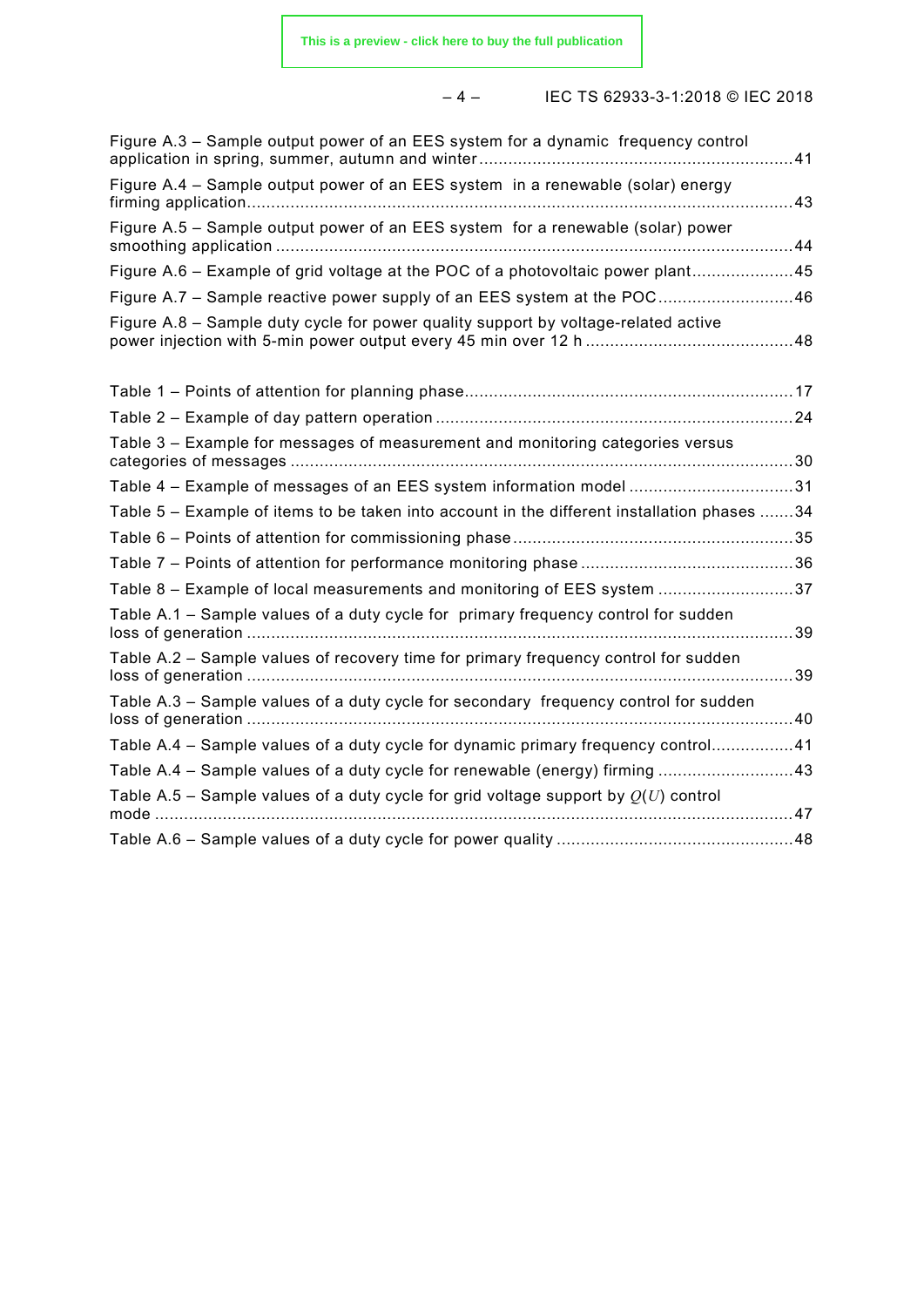Figure A.3 – Sample output power of an EES system for a dynamic frequency control application in spring, summer, autumn and winter .......... 41

Figure A.4 – Sample output power of an EES system in a renewable (solar) energy firming application .......... 43

Figure A.5 – Sample output power of an EES system for a renewable (solar) power smoothing application .......... 44

Figure A.6 – Example of grid voltage at the POC of a photovoltaic power plant .......... 45

Figure A.7 – Sample reactive power supply of an EES system at the POC .......... 46

Figure A.8 – Sample duty cycle for power quality support by voltage-related active power injection with 5-min power output every 45 min over 12 h .......... 48

Table 1 – Points of attention for planning phase .......... 17

Table 2 – Example of day pattern operation .......... 24

Table 3 – Example for messages of measurement and monitoring categories versus categories of messages .......... 30

Table 4 – Example of messages of an EES system information model .......... 31

Table 5 – Example of items to be taken into account in the different installation phases .......... 34

Table 6 – Points of attention for commissioning phase .......... 35

Table 7 – Points of attention for performance monitoring phase .......... 36

Table 8 – Example of local measurements and monitoring of EES system .......... 37

Table A.1 – Sample values of a duty cycle for primary frequency control for sudden loss of generation .......... 39

Table A.2 – Sample values of recovery time for primary frequency control for sudden loss of generation .......... 39

Table A.3 – Sample values of a duty cycle for secondary frequency control for sudden loss of generation .......... 40

Table A.4 – Sample values of a duty cycle for dynamic primary frequency control .......... 41

Table A.4 – Sample values of a duty cycle for renewable (energy) firming .......... 43

Table A.5 – Sample values of a duty cycle for grid voltage support by $Q(U)$ control mode .......... 47

Table A.6 – Sample values of a duty cycle for power quality .......... 48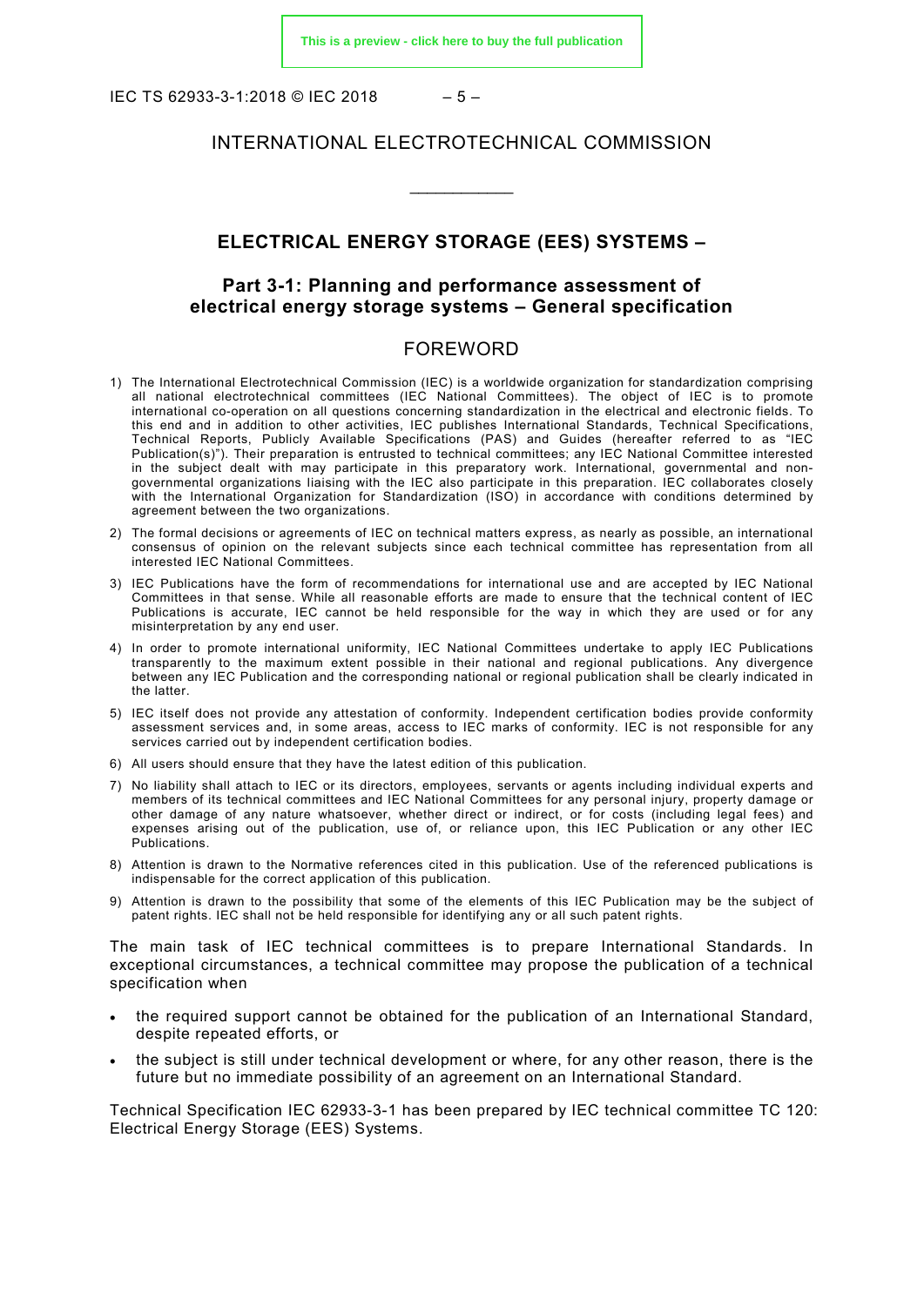# INTERNATIONAL ELECTROTECHNICAL COMMISSION

\_\_\_\_\_\_\_\_\_\_\_\_

## ELECTRICAL ENERGY STORAGE (EES) SYSTEMS –

## Part 3-1: Planning and performance assessment of electrical energy storage systems – General specification

## FOREWORD

1) The International Electrotechnical Commission (IEC) is a worldwide organization for standardization comprising all national electrotechnical committees (IEC National Committees). The object of IEC is to promote international co-operation on all questions concerning standardization in the electrical and electronic fields. To this end and in addition to other activities, IEC publishes International Standards, Technical Specifications, Technical Reports, Publicly Available Specifications (PAS) and Guides (hereafter referred to as "IEC Publication(s)"). Their preparation is entrusted to technical committees; any IEC National Committee interested in the subject dealt with may participate in this preparatory work. International, governmental and non-governmental organizations liaising with the IEC also participate in this preparation. IEC collaborates closely with the International Organization for Standardization (ISO) in accordance with conditions determined by agreement between the two organizations.
2) The formal decisions or agreements of IEC on technical matters express, as nearly as possible, an international consensus of opinion on the relevant subjects since each technical committee has representation from all interested IEC National Committees.
3) IEC Publications have the form of recommendations for international use and are accepted by IEC National Committees in that sense. While all reasonable efforts are made to ensure that the technical content of IEC Publications is accurate, IEC cannot be held responsible for the way in which they are used or for any misinterpretation by any end user.
4) In order to promote international uniformity, IEC National Committees undertake to apply IEC Publications transparently to the maximum extent possible in their national and regional publications. Any divergence between any IEC Publication and the corresponding national or regional publication shall be clearly indicated in the latter.
5) IEC itself does not provide any attestation of conformity. Independent certification bodies provide conformity assessment services and, in some areas, access to IEC marks of conformity. IEC is not responsible for any services carried out by independent certification bodies.
6) All users should ensure that they have the latest edition of this publication.
7) No liability shall attach to IEC or its directors, employees, servants or agents including individual experts and members of its technical committees and IEC National Committees for any personal injury, property damage or other damage of any nature whatsoever, whether direct or indirect, or for costs (including legal fees) and expenses arising out of the publication, use of, or reliance upon, this IEC Publication or any other IEC Publications.
8) Attention is drawn to the Normative references cited in this publication. Use of the referenced publications is indispensable for the correct application of this publication.
9) Attention is drawn to the possibility that some of the elements of this IEC Publication may be the subject of patent rights. IEC shall not be held responsible for identifying any or all such patent rights.

The main task of IEC technical committees is to prepare International Standards. In exceptional circumstances, a technical committee may propose the publication of a technical specification when

- the required support cannot be obtained for the publication of an International Standard, despite repeated efforts, or
- the subject is still under technical development or where, for any other reason, there is the future but no immediate possibility of an agreement on an International Standard.

Technical Specification IEC 62933-3-1 has been prepared by IEC technical committee TC 120: Electrical Energy Storage (EES) Systems.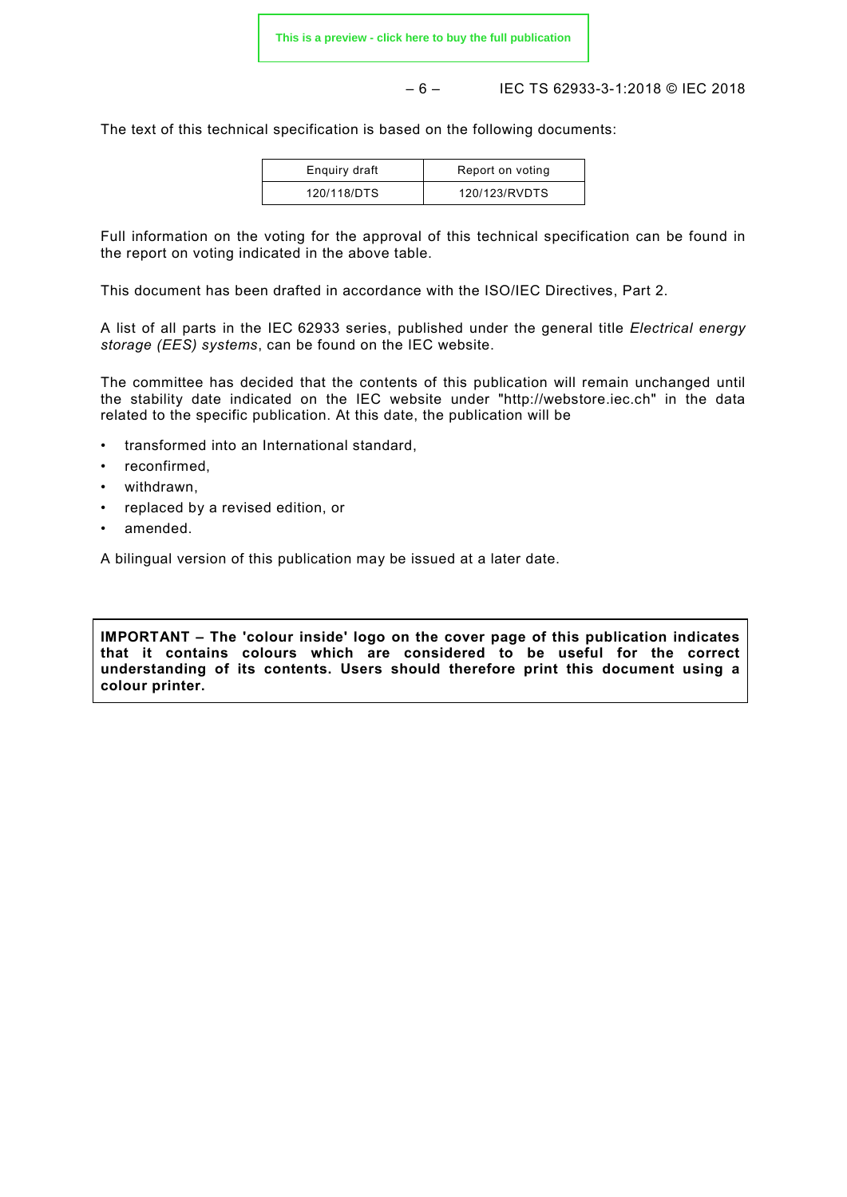The text of this technical specification is based on the following documents:

| Enquiry draft | Report on voting |
|---|---|
| 120/118/DTS | 120/123/RVDTS |

Full information on the voting for the approval of this technical specification can be found in the report on voting indicated in the above table.

This document has been drafted in accordance with the ISO/IEC Directives, Part 2.

A list of all parts in the IEC 62933 series, published under the general title *Electrical energy storage (EES) systems*, can be found on the IEC website.

The committee has decided that the contents of this publication will remain unchanged until the stability date indicated on the IEC website under "http://webstore.iec.ch" in the data related to the specific publication. At this date, the publication will be

- transformed into an International standard,
- reconfirmed,
- withdrawn,
- replaced by a revised edition, or
- amended.

A bilingual version of this publication may be issued at a later date.

**IMPORTANT – The 'colour inside' logo on the cover page of this publication indicates that it contains colours which are considered to be useful for the correct understanding of its contents. Users should therefore print this document using a colour printer.**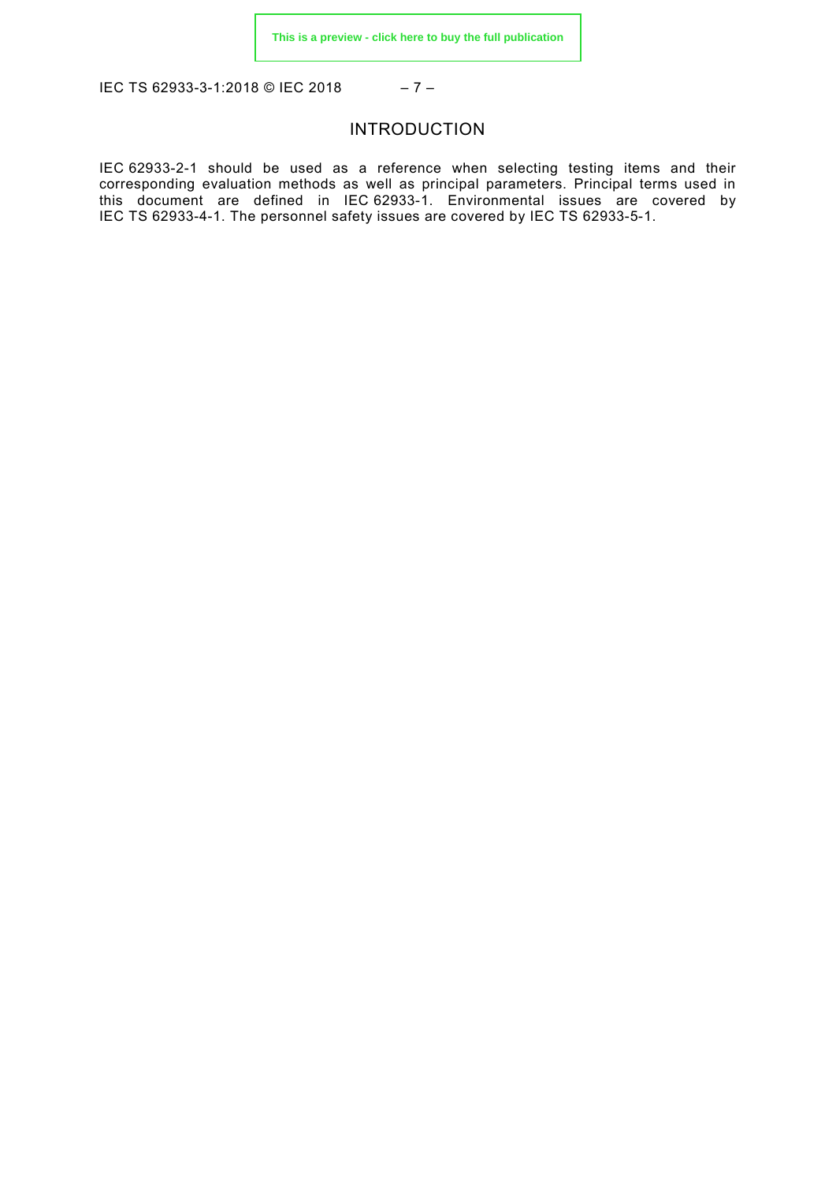# INTRODUCTION

IEC 62933-2-1 should be used as a reference when selecting testing items and their corresponding evaluation methods as well as principal parameters. Principal terms used in this document are defined in IEC 62933-1. Environmental issues are covered by IEC TS 62933-4-1. The personnel safety issues are covered by IEC TS 62933-5-1.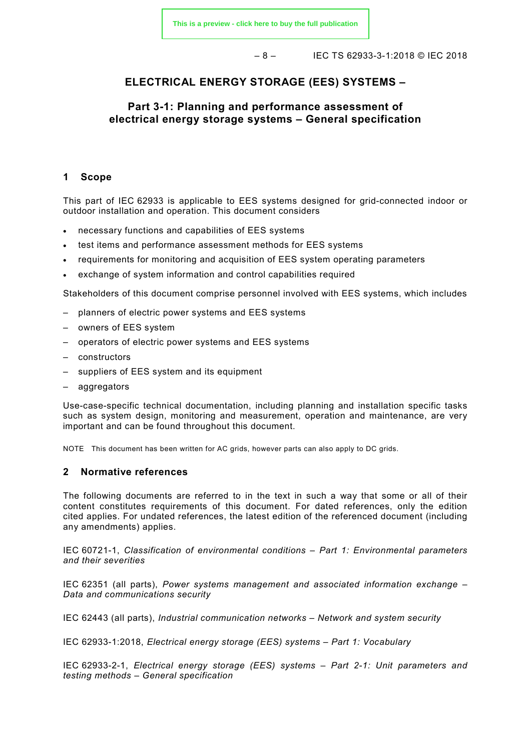# ELECTRICAL ENERGY STORAGE (EES) SYSTEMS –

## Part 3-1: Planning and performance assessment of electrical energy storage systems – General specification

## 1 Scope

This part of IEC 62933 is applicable to EES systems designed for grid-connected indoor or outdoor installation and operation. This document considers

- necessary functions and capabilities of EES systems
- test items and performance assessment methods for EES systems
- requirements for monitoring and acquisition of EES system operating parameters
- exchange of system information and control capabilities required

Stakeholders of this document comprise personnel involved with EES systems, which includes

- planners of electric power systems and EES systems
- owners of EES system
- operators of electric power systems and EES systems
- constructors
- suppliers of EES system and its equipment
- aggregators

Use-case-specific technical documentation, including planning and installation specific tasks such as system design, monitoring and measurement, operation and maintenance, are very important and can be found throughout this document.

NOTE This document has been written for AC grids, however parts can also apply to DC grids.

## 2 Normative references

The following documents are referred to in the text in such a way that some or all of their content constitutes requirements of this document. For dated references, only the edition cited applies. For undated references, the latest edition of the referenced document (including any amendments) applies.

IEC 60721-1, *Classification of environmental conditions – Part 1: Environmental parameters and their severities*

IEC 62351 (all parts), *Power systems management and associated information exchange – Data and communications security*

IEC 62443 (all parts), *Industrial communication networks – Network and system security*

IEC 62933-1:2018, *Electrical energy storage (EES) systems – Part 1: Vocabulary*

IEC 62933-2-1, *Electrical energy storage (EES) systems – Part 2-1: Unit parameters and testing methods – General specification*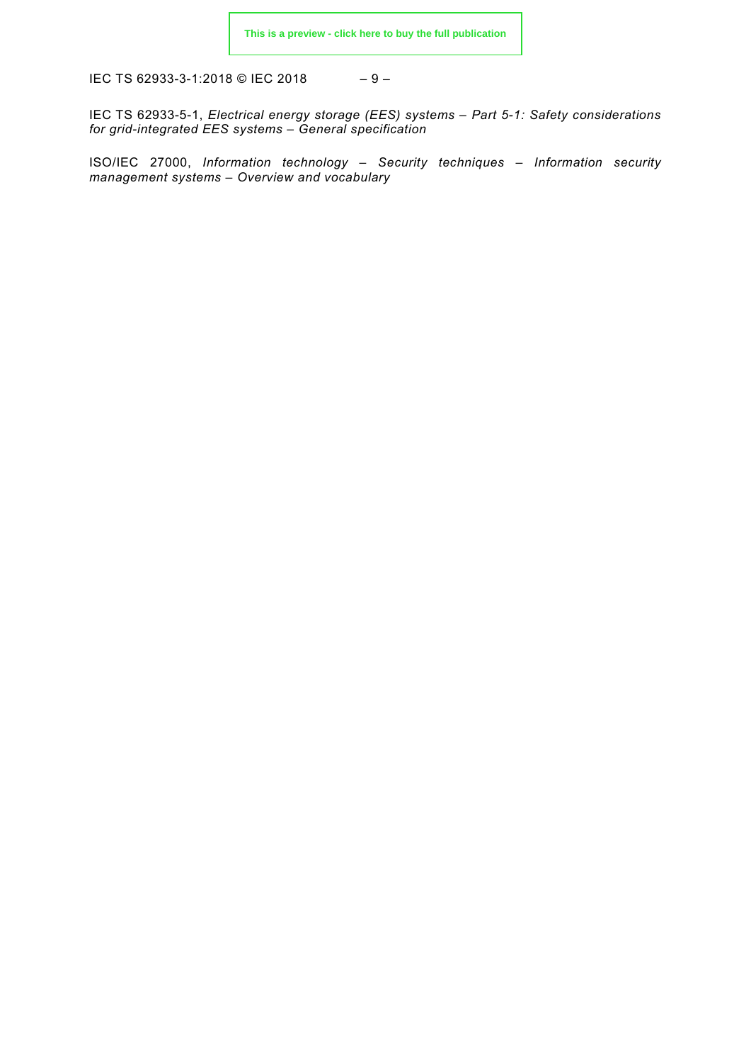IEC TS 62933-5-1, *Electrical energy storage (EES) systems – Part 5-1: Safety considerations for grid-integrated EES systems – General specification*

ISO/IEC 27000, *Information technology – Security techniques – Information security management systems – Overview and vocabulary*